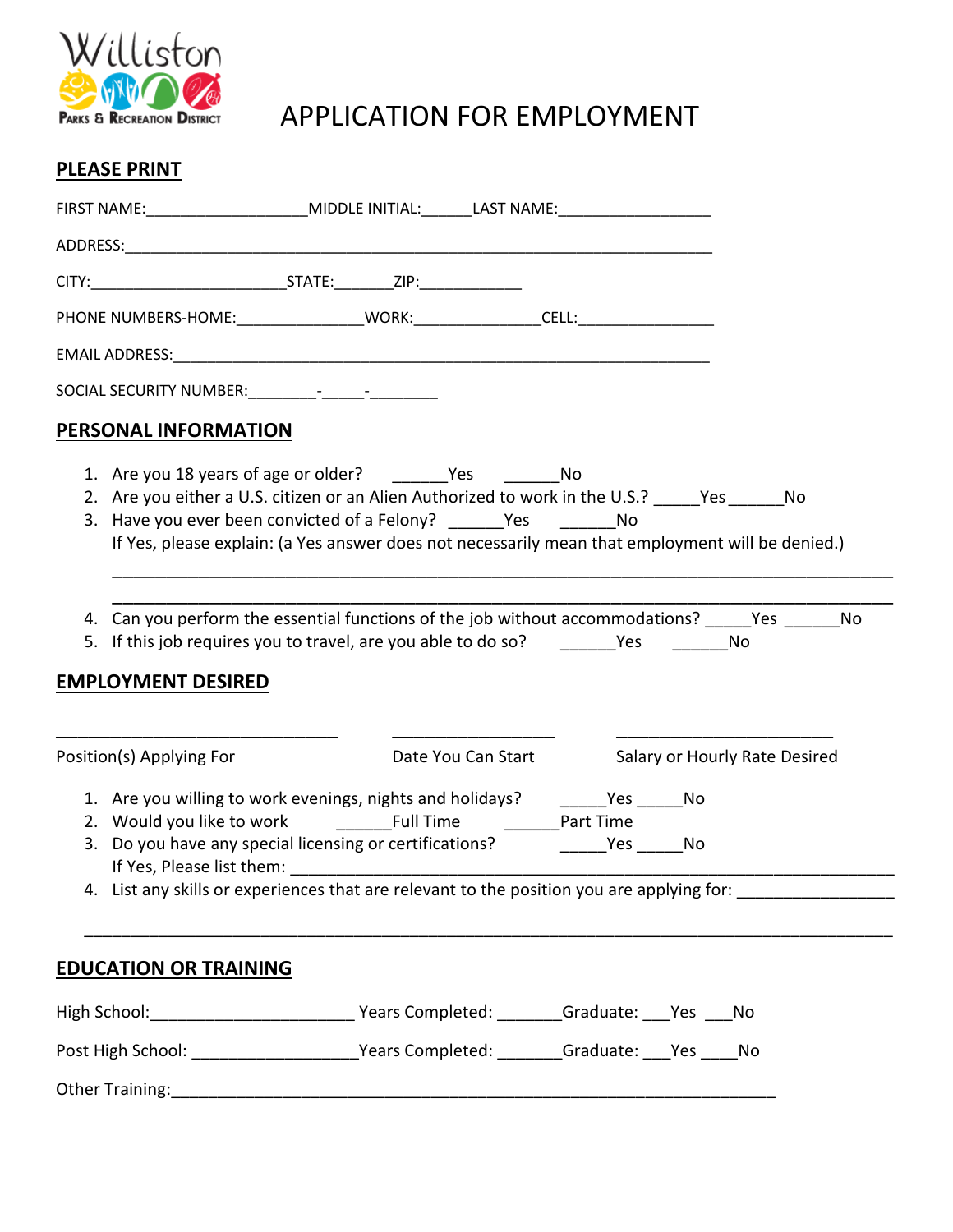Williston
Parks & Recreation District

# APPLICATION FOR EMPLOYMENT

## PLEASE PRINT

FIRST NAME:___________________MIDDLE INITIAL:______LAST NAME:__________________

ADDRESS:___________________________________________________________________

CITY:______________________STATE:_______ZIP:____________

PHONE NUMBERS-HOME:______________WORK:______________CELL:________________

EMAIL ADDRESS:______________________________________________________________

SOCIAL SECURITY NUMBER:________-_____-________

## PERSONAL INFORMATION

1. Are you 18 years of age or older? ______Yes ______No
2. Are you either a U.S. citizen or an Alien Authorized to work in the U.S.? _____Yes ______No
3. Have you ever been convicted of a Felony? ______Yes ______No
   If Yes, please explain: (a Yes answer does not necessarily mean that employment will be denied.)
   ______________________________________________________________________________
   ______________________________________________________________________________
4. Can you perform the essential functions of the job without accommodations? _____Yes ______No
5. If this job requires you to travel, are you able to do so? ______Yes ______No

## EMPLOYMENT DESIRED

________________________________ ___________________ _________________________

Position(s) Applying For Date You Can Start Salary or Hourly Rate Desired

1. Are you willing to work evenings, nights and holidays? _____Yes _____No
2. Would you like to work ______Full Time ______Part Time
3. Do you have any special licensing or certifications? _____Yes _____No
   If Yes, Please list them: ______________________________________________________
4. List any skills or experiences that are relevant to the position you are applying for: _________________
   ______________________________________________________________________________

## EDUCATION OR TRAINING

High School:______________________ Years Completed: _______Graduate: ___Yes ___No

Post High School: __________________Years Completed: _______Graduate: ___Yes ____No

Other Training:_____________________________________________________________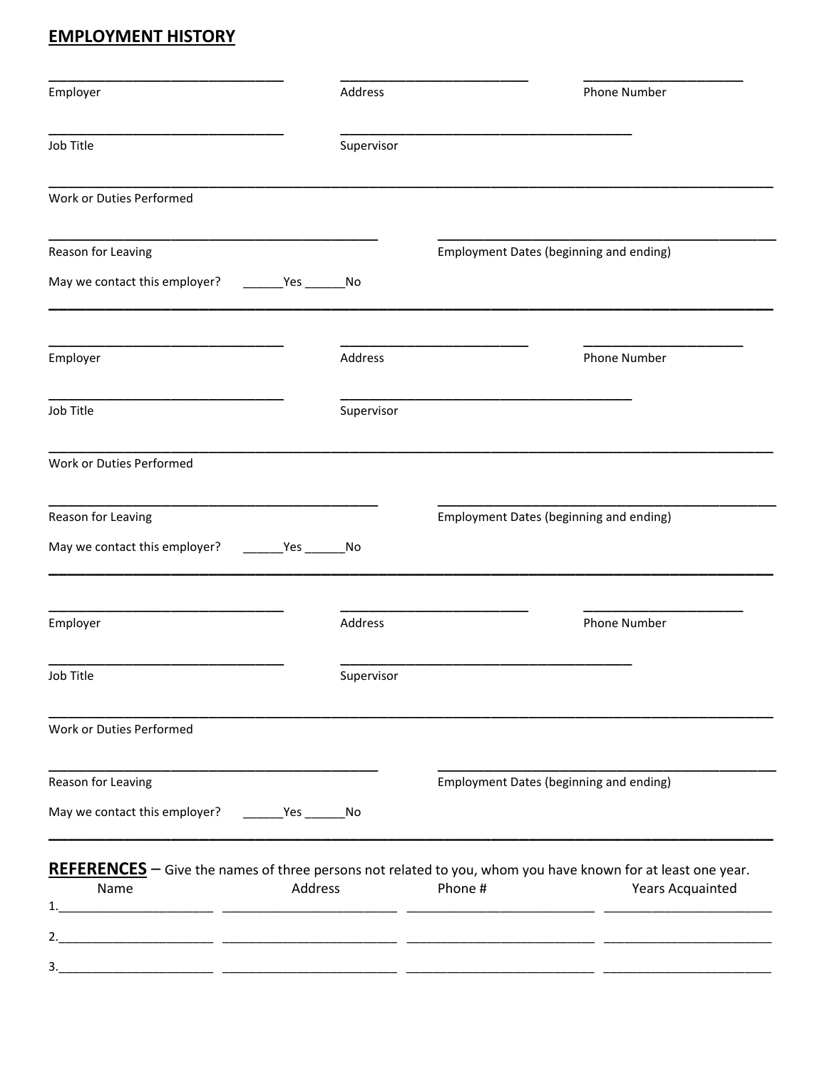## EMPLOYMENT HISTORY

_______________________________ &nbsp;&nbsp; _________________________ &nbsp;&nbsp; _____________________
Employer &nbsp;&nbsp; Address &nbsp;&nbsp; Phone Number

_______________________________ &nbsp;&nbsp; ______________________________________
Job Title &nbsp;&nbsp; Supervisor

_______________________________________________________________________________________________
Work or Duties Performed

____________________________________________ &nbsp;&nbsp; ____________________________________________
Reason for Leaving &nbsp;&nbsp; Employment Dates (beginning and ending)

May we contact this employer? ______Yes ______No

---

_______________________________ &nbsp;&nbsp; _________________________ &nbsp;&nbsp; _____________________
Employer &nbsp;&nbsp; Address &nbsp;&nbsp; Phone Number

_______________________________ &nbsp;&nbsp; ______________________________________
Job Title &nbsp;&nbsp; Supervisor

_______________________________________________________________________________________________
Work or Duties Performed

____________________________________________ &nbsp;&nbsp; ____________________________________________
Reason for Leaving &nbsp;&nbsp; Employment Dates (beginning and ending)

May we contact this employer? ______Yes ______No

---

_______________________________ &nbsp;&nbsp; _________________________ &nbsp;&nbsp; _____________________
Employer &nbsp;&nbsp; Address &nbsp;&nbsp; Phone Number

_______________________________ &nbsp;&nbsp; ______________________________________
Job Title &nbsp;&nbsp; Supervisor

_______________________________________________________________________________________________
Work or Duties Performed

____________________________________________ &nbsp;&nbsp; ____________________________________________
Reason for Leaving &nbsp;&nbsp; Employment Dates (beginning and ending)

May we contact this employer? ______Yes ______No

---

**REFERENCES** – Give the names of three persons not related to you, whom you have known for at least one year.

| | Name | Address | Phone # | Years Acquainted |
|---|---|---|---|---|
| 1. | ______________________ | ______________________ | ______________________ | ______________________ |
| 2. | ______________________ | ______________________ | ______________________ | ______________________ |
| 3. | ______________________ | ______________________ | ______________________ | ______________________ |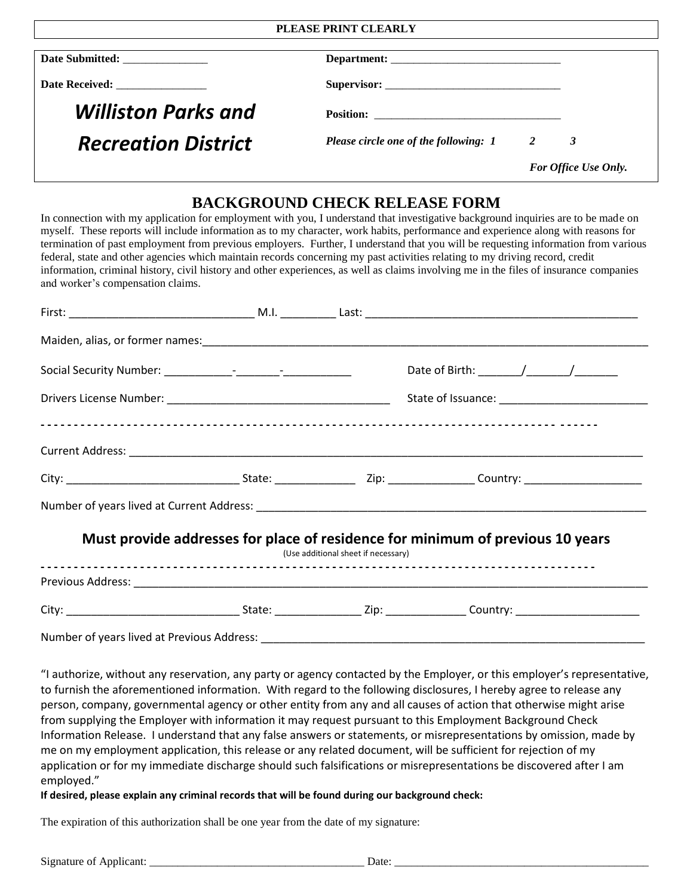**PLEASE PRINT CLEARLY**

**Date Submitted:** _______________

**Date Received:** ________________

***Williston Parks and Recreation District***

**Department:** ______________________________

**Supervisor:** _______________________________

**Position:** ________________________________

***Please circle one of the following: 1 2 3***

***For Office Use Only.***

# BACKGROUND CHECK RELEASE FORM

In connection with my application for employment with you, I understand that investigative background inquiries are to be made on myself. These reports will include information as to my character, work habits, performance and experience along with reasons for termination of past employment from previous employers. Further, I understand that you will be requesting information from various federal, state and other agencies which maintain records concerning my past activities relating to my driving record, credit information, criminal history, civil history and other experiences, as well as claims involving me in the files of insurance companies and worker's compensation claims.

First: ______________________________ M.I. _________ Last: ____________________________________________

Maiden, alias, or former names:____________________________________________________________________________

Social Security Number: ___________-_______-___________ Date of Birth: _______/_______/_______

Drivers License Number: ____________________________________ State of Issuance: ________________________

- - - - - - - - - - - - - - - - - - - - - - - - - - - - - - - - - - - - - - - - - - - - - - - - - - - - - - - - - - - - - - - - - - - - - - - - - - - - - - - -

Current Address: __________________________________________________________________________________

City: ____________________________ State: _____________ Zip: ______________ Country: ___________________

Number of years lived at Current Address: _________________________________________________________________

## Must provide addresses for place of residence for minimum of previous 10 years

(Use additional sheet if necessary)

- - - - - - - - - - - - - - - - - - - - - - - - - - - - - - - - - - - - - - - - - - - - - - - - - - - - - - - - - - - - - - - - - - - - - - - - - - - - - - - -

Previous Address: __________________________________________________________________________________

City: ____________________________ State: ______________ Zip: _____________ Country: ____________________

Number of years lived at Previous Address: ________________________________________________________________

"I authorize, without any reservation, any party or agency contacted by the Employer, or this employer's representative, to furnish the aforementioned information. With regard to the following disclosures, I hereby agree to release any person, company, governmental agency or other entity from any and all causes of action that otherwise might arise from supplying the Employer with information it may request pursuant to this Employment Background Check Information Release. I understand that any false answers or statements, or misrepresentations by omission, made by me on my employment application, this release or any related document, will be sufficient for rejection of my application or for my immediate discharge should such falsifications or misrepresentations be discovered after I am employed."

**If desired, please explain any criminal records that will be found during our background check:**

The expiration of this authorization shall be one year from the date of my signature:

Signature of Applicant: _____________________________________ Date: ____________________________________________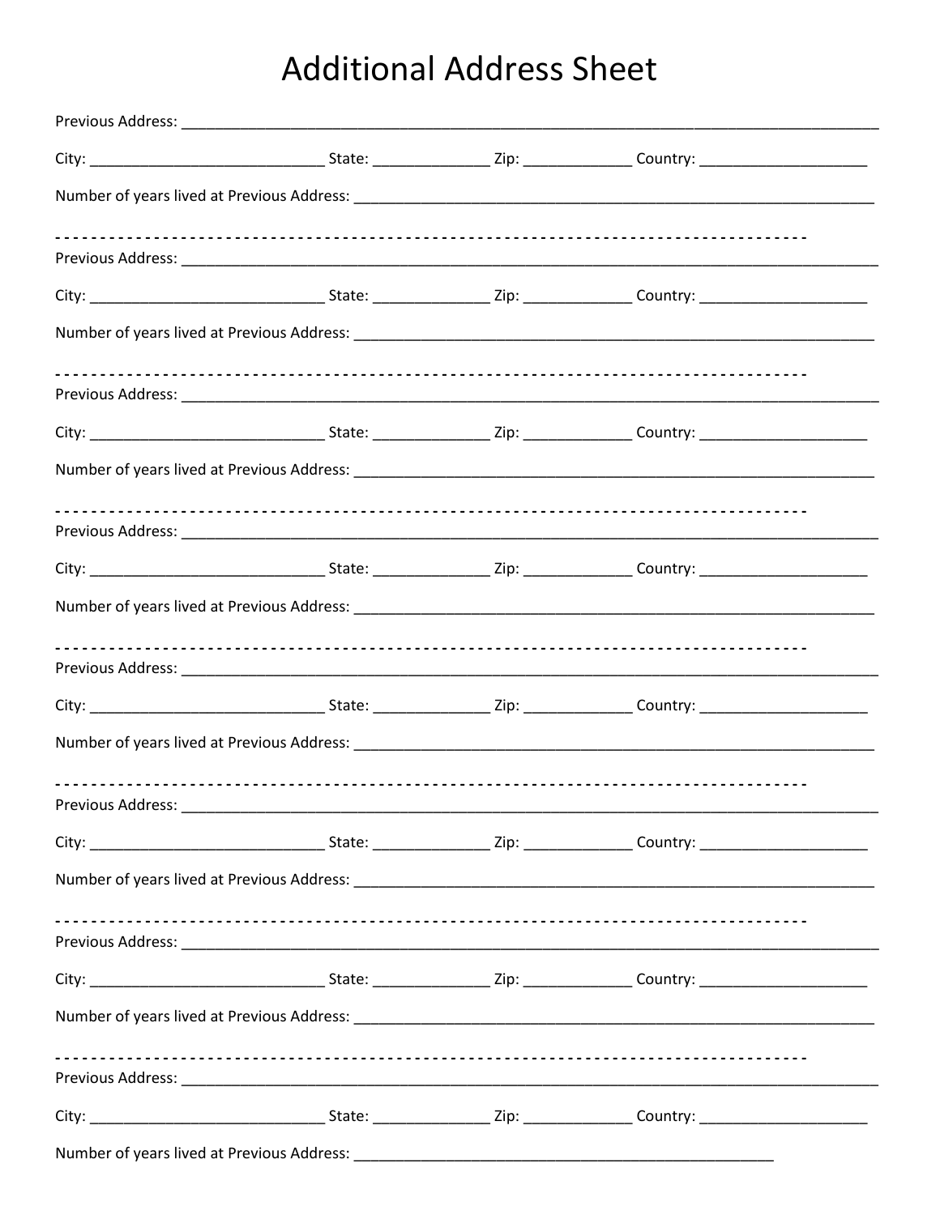# Additional Address Sheet

Previous Address: ___________________________________________________________________________________

City: ____________________________ State: ______________ Zip: _____________ Country: ____________________

Number of years lived at Previous Address: _______________________________________________________________

- - - - - - - - - - - - - - - - - - - - - - - - - - - - - - - - - - - - - - - - - - - - - - - - - - - - - - - - - - - - - - - - - - - - - - - - - - - - - - - - - - - -

Previous Address: ___________________________________________________________________________________

City: ____________________________ State: ______________ Zip: _____________ Country: ____________________

Number of years lived at Previous Address: _______________________________________________________________

- - - - - - - - - - - - - - - - - - - - - - - - - - - - - - - - - - - - - - - - - - - - - - - - - - - - - - - - - - - - - - - - - - - - - - - - - - - - - - - - - - - -

Previous Address: ___________________________________________________________________________________

City: ____________________________ State: ______________ Zip: _____________ Country: ____________________

Number of years lived at Previous Address: _______________________________________________________________

- - - - - - - - - - - - - - - - - - - - - - - - - - - - - - - - - - - - - - - - - - - - - - - - - - - - - - - - - - - - - - - - - - - - - - - - - - - - - - - - - - - -

Previous Address: ___________________________________________________________________________________

City: ____________________________ State: ______________ Zip: _____________ Country: ____________________

Number of years lived at Previous Address: _______________________________________________________________

- - - - - - - - - - - - - - - - - - - - - - - - - - - - - - - - - - - - - - - - - - - - - - - - - - - - - - - - - - - - - - - - - - - - - - - - - - - - - - - - - - - -

Previous Address: ___________________________________________________________________________________

City: ____________________________ State: ______________ Zip: _____________ Country: ____________________

Number of years lived at Previous Address: _______________________________________________________________

- - - - - - - - - - - - - - - - - - - - - - - - - - - - - - - - - - - - - - - - - - - - - - - - - - - - - - - - - - - - - - - - - - - - - - - - - - - - - - - - - - - -

Previous Address: ___________________________________________________________________________________

City: ____________________________ State: ______________ Zip: _____________ Country: ____________________

Number of years lived at Previous Address: _______________________________________________________________

- - - - - - - - - - - - - - - - - - - - - - - - - - - - - - - - - - - - - - - - - - - - - - - - - - - - - - - - - - - - - - - - - - - - - - - - - - - - - - - - - - - -

Previous Address: ___________________________________________________________________________________

City: ____________________________ State: ______________ Zip: _____________ Country: ____________________

Number of years lived at Previous Address: _______________________________________________________________

- - - - - - - - - - - - - - - - - - - - - - - - - - - - - - - - - - - - - - - - - - - - - - - - - - - - - - - - - - - - - - - - - - - - - - - - - - - - - - - - - - - -

Previous Address: ___________________________________________________________________________________

City: ____________________________ State: ______________ Zip: _____________ Country: ____________________

Number of years lived at Previous Address: ______________________________________________________